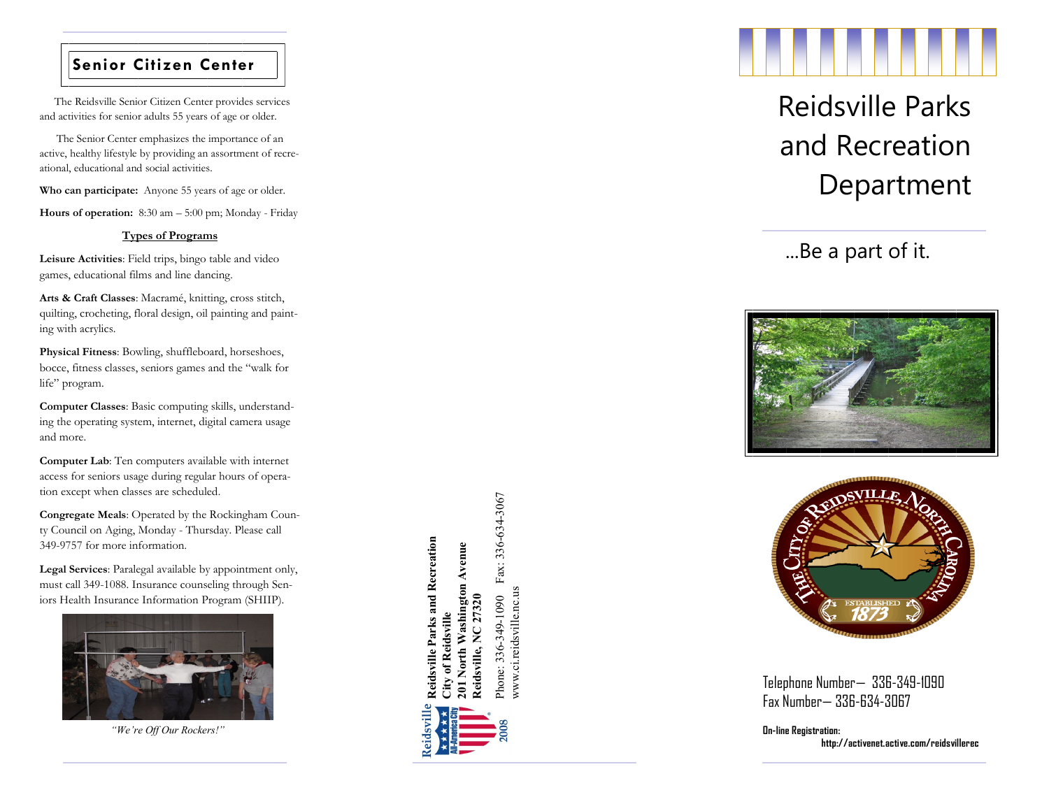## Senior Citizen Center

The Reidsville Senior Citizen Center provides services and activities for senior adults 55 years of age or older.

The Senior Center emphasizes the importance of an active, healthy lifestyle by providing an assortment of recreational, educational and social activities.

**Who can participate:** Anyone 55 years of age or older.

**Hours of operation:** 8:30 am – 5:00 pm; Monday - Friday

**Types of Programs**

**Leisure Activities**: Field trips, bingo table and video games, educational films and line dancing.

**Arts & Craft Classes**: Macramé, knitting, cross stitch, quilting, crocheting, floral design, oil painting and painting with acrylics.

**Physical Fitness**: Bowling, shuffleboard, horseshoes, bocce, fitness classes, seniors games and the "walk for life" program.

**Computer Classes**: Basic computing skills, understanding the operating system, internet, digital camera usage and more.

**Computer Lab**: Ten computers available with internet access for seniors usage during regular hours of operation except when classes are scheduled.

**Congregate Meals**: Operated by the Rockingham County Council on Aging, Monday - Thursday. Please call 349-9757 for more information.

**Legal Services**: Paralegal available by appointment only, must call 349-1088. Insurance counseling through Seniors Health Insurance Information Program (SHIIP).

*"We're Off Our Rockers!"*

Reidsville All-America City 2008

**Reidsville Parks and Recreation**
**City of Reidsville**
**201 North Washington Avenue**
**Reidsville, NC 27320**

Phone: 336-349-1090 Fax: 336-634-3067
www.ci.reidsville.nc.us

# Reidsville Parks and Recreation Department

...Be a part of it.

The City of Reidsville, North Carolina — Established 1873

Telephone Number— 336-349-1090
Fax Number— 336-634-3067

**On-line Registration:**
**http://activenet.active.com/reidsvillerec**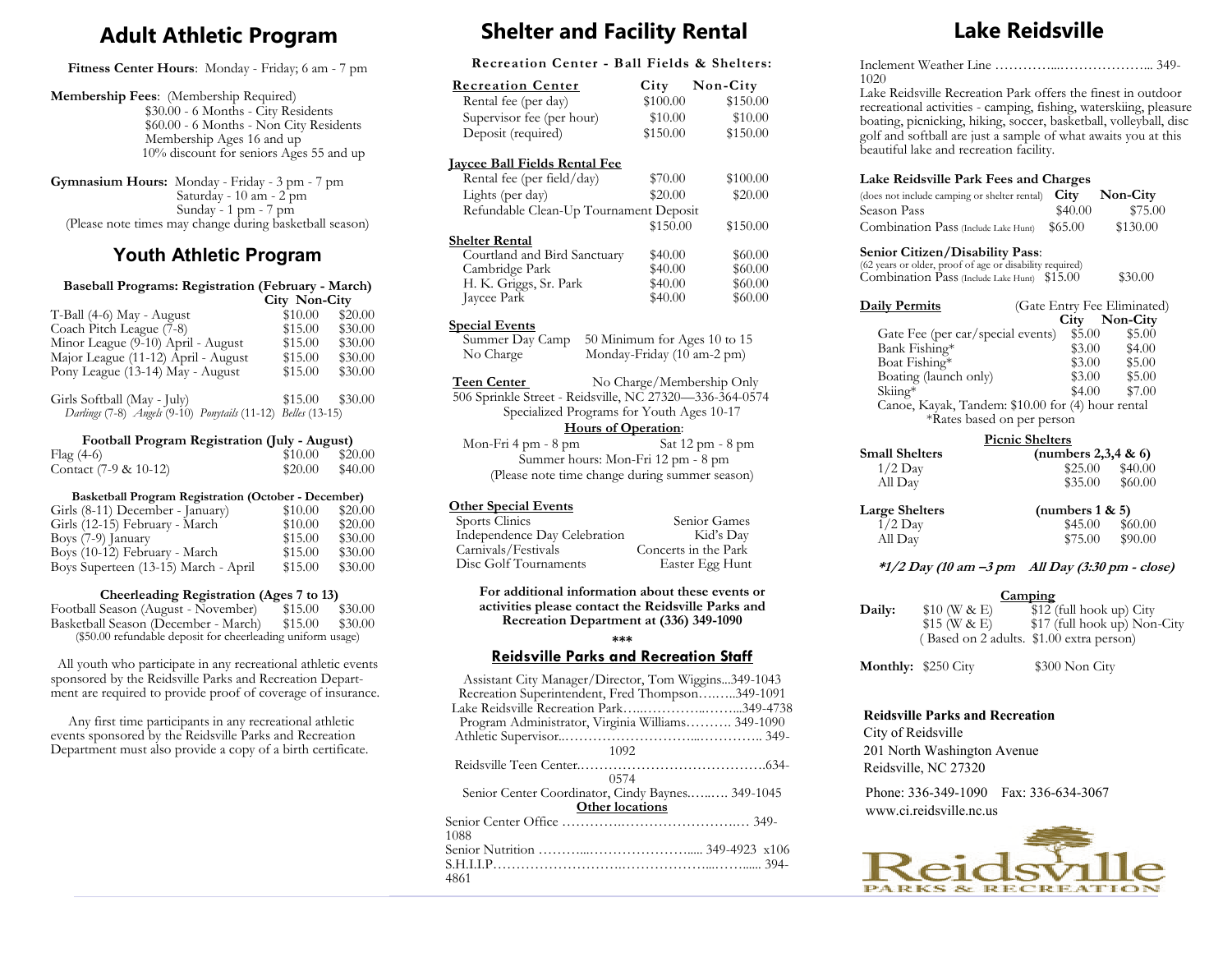# Adult Athletic Program

**Fitness Center Hours**: Monday - Friday; 6 am - 7 pm

**Membership Fees**: (Membership Required)
$30.00 - 6 Months - City Residents
$60.00 - 6 Months - Non City Residents
Membership Ages 16 and up
10% discount for seniors Ages 55 and up

**Gymnasium Hours:** Monday - Friday - 3 pm - 7 pm
Saturday - 10 am - 2 pm
Sunday - 1 pm - 7 pm
(Please note times may change during basketball season)

# Youth Athletic Program

**Baseball Programs: Registration (February - March)**

| | City | Non-City |
|---|---|---|
| T-Ball (4-6) May - August | $10.00 | $20.00 |
| Coach Pitch League (7-8) | $15.00 | $30.00 |
| Minor League (9-10) April - August | $15.00 | $30.00 |
| Major League (11-12) April - August | $15.00 | $30.00 |
| Pony League (13-14) May - August | $15.00 | $30.00 |
| Girls Softball (May - July) | $15.00 | $30.00 |

*Darlings* (7-8) *Angels* (9-10) *Ponytails* (11-12) *Belles* (13-15)

**Football Program Registration (July - August)**

| | | |
|---|---|---|
| Flag (4-6) | $10.00 | $20.00 |
| Contact (7-9 & 10-12) | $20.00 | $40.00 |

**Basketball Program Registration (October - December)**

| | | |
|---|---|---|
| Girls (8-11) December - January) | $10.00 | $20.00 |
| Girls (12-15) February - March | $10.00 | $20.00 |
| Boys (7-9) January | $15.00 | $30.00 |
| Boys (10-12) February - March | $15.00 | $30.00 |
| Boys Superteen (13-15) March - April | $15.00 | $30.00 |

**Cheerleading Registration (Ages 7 to 13)**

| | | |
|---|---|---|
| Football Season (August - November) | $15.00 | $30.00 |
| Basketball Season (December - March) | $15.00 | $30.00 |

($50.00 refundable deposit for cheerleading uniform usage)

All youth who participate in any recreational athletic events sponsored by the Reidsville Parks and Recreation Department are required to provide proof of coverage of insurance.

Any first time participants in any recreational athletic events sponsored by the Reidsville Parks and Recreation Department must also provide a copy of a birth certificate.

# Shelter and Facility Rental

**Recreation Center - Ball Fields & Shelters:**

| Recreation Center | City | Non-City |
|---|---|---|
| Rental fee (per day) | $100.00 | $150.00 |
| Supervisor fee (per hour) | $10.00 | $10.00 |
| Deposit (required) | $150.00 | $150.00 |
| **Jaycee Ball Fields Rental Fee** | | |
| Rental fee (per field/day) | $70.00 | $100.00 |
| Lights (per day) | $20.00 | $20.00 |
| Refundable Clean-Up Tournament Deposit | $150.00 | $150.00 |
| **Shelter Rental** | | |
| Courtland and Bird Sanctuary | $40.00 | $60.00 |
| Cambridge Park | $40.00 | $60.00 |
| H. K. Griggs, Sr. Park | $40.00 | $60.00 |
| Jaycee Park | $40.00 | $60.00 |

**Special Events**
Summer Day Camp — 50 Minimum for Ages 10 to 15
No Charge — Monday-Friday (10 am-2 pm)

**Teen Center** — No Charge/Membership Only
506 Sprinkle Street - Reidsville, NC 27320—336-364-0574
Specialized Programs for Youth Ages 10-17

**Hours of Operation**:
Mon-Fri 4 pm - 8 pm — Sat 12 pm - 8 pm
Summer hours: Mon-Fri 12 pm - 8 pm
(Please note time change during summer season)

**Other Special Events**

| | |
|---|---|
| Sports Clinics | Senior Games |
| Independence Day Celebration | Kid's Day |
| Carnivals/Festivals | Concerts in the Park |
| Disc Golf Tournaments | Easter Egg Hunt |

**For additional information about these events or activities please contact the Reidsville Parks and Recreation Department at (336) 349-1090**

\*\*\*

## Reidsville Parks and Recreation Staff

Assistant City Manager/Director, Tom Wiggins...349-1043
Recreation Superintendent, Fred Thompson……..349-1091
Lake Reidsville Recreation Park……………...……...349-4738
Program Administrator, Virginia Williams………. 349-1090
Athletic Supervisor...………………………...………….. 349-1092
Reidsville Teen Center.………………………………….634-0574
Senior Center Coordinator, Cindy Baynes.…..…. 349-1045

**Other locations**

Senior Center Office ………….……………………….… 349-1088
Senior Nutrition ………...…………………..... 349-4923 x106
S.H.I.I.P……………………….………………...…..... 394-4861

# Lake Reidsville

Inclement Weather Line …………...………………... 349-1020

Lake Reidsville Recreation Park offers the finest in outdoor recreational activities - camping, fishing, waterskiing, pleasure boating, picnicking, hiking, soccer, basketball, volleyball, disc golf and softball are just a sample of what awaits you at this beautiful lake and recreation facility.

**Lake Reidsville Park Fees and Charges**

| (does not include camping or shelter rental) | City | Non-City |
|---|---|---|
| Season Pass | $40.00 | $75.00 |
| Combination Pass (Include Lake Hunt) | $65.00 | $130.00 |

**Senior Citizen/Disability Pass**:
(62 years or older, proof of age or disability required)
Combination Pass (Include Lake Hunt) $15.00 — $30.00

**Daily Permits** (Gate Entry Fee Eliminated)

| | City | Non-City |
|---|---|---|
| Gate Fee (per car/special events) | $5.00 | $5.00 |
| Bank Fishing* | $3.00 | $4.00 |
| Boat Fishing* | $3.00 | $5.00 |
| Boating (launch only) | $3.00 | $5.00 |
| Skiing* | $4.00 | $7.00 |

Canoe, Kayak, Tandem: $10.00 for (4) hour rental
*Rates based on per person

**Picnic Shelters**

| | | |
|---|---|---|
| **Small Shelters** | **(numbers 2,3,4 & 6)** | |
| 1/2 Day | $25.00 | $40.00 |
| All Day | $35.00 | $60.00 |
| **Large Shelters** | **(numbers 1 & 5)** | |
| 1/2 Day | $45.00 | $60.00 |
| All Day | $75.00 | $90.00 |

***1/2 Day (10 am –3 pm All Day (3:30 pm - close)**

**Camping**

**Daily:** $10 (W & E) — $12 (full hook up) City
$15 (W & E) — $17 (full hook up) Non-City
( Based on 2 adults. $1.00 extra person)

**Monthly:** $250 City — $300 Non City

**Reidsville Parks and Recreation**
City of Reidsville
201 North Washington Avenue
Reidsville, NC 27320

Phone: 336-349-1090 Fax: 336-634-3067
www.ci.reidsville.nc.us

Reidsville PARKS & RECREATION